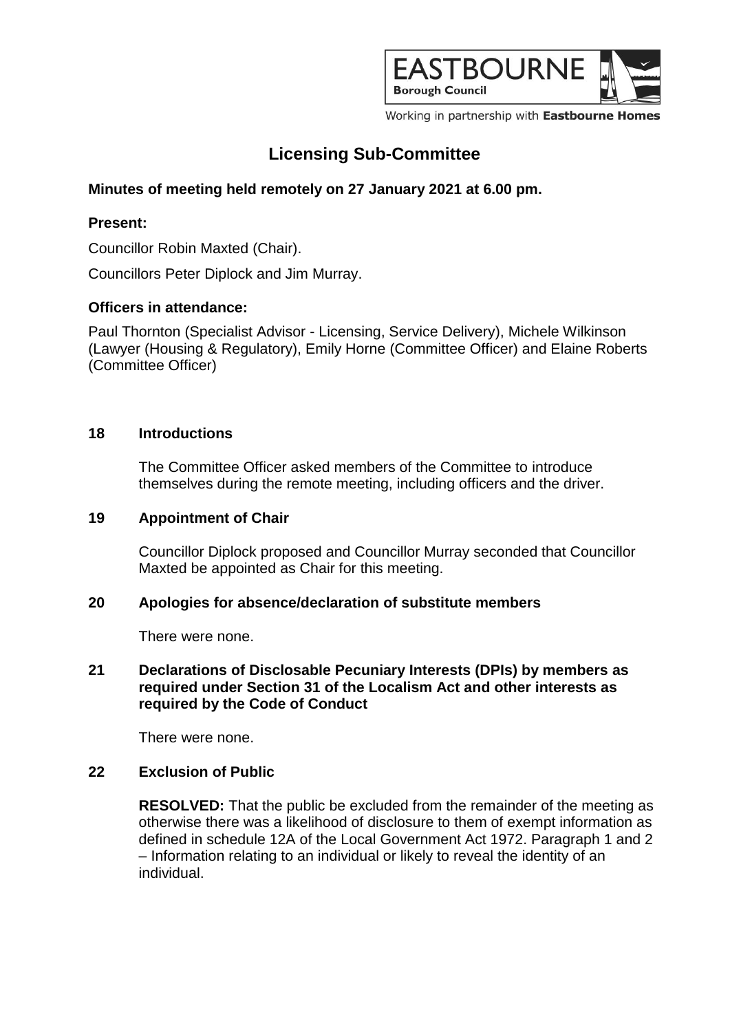# Licensing Sub-Committee

**Minutes of meeting held remotely on 27 January 2021 at 6.00 pm.**

**Present:**

Councillor Robin Maxted (Chair).

Councillors Peter Diplock and Jim Murray.

**Officers in attendance:**

Paul Thornton (Specialist Advisor - Licensing, Service Delivery), Michele Wilkinson (Lawyer (Housing & Regulatory), Emily Horne (Committee Officer) and Elaine Roberts (Committee Officer)

## 18 Introductions

The Committee Officer asked members of the Committee to introduce themselves during the remote meeting, including officers and the driver.

## 19 Appointment of Chair

Councillor Diplock proposed and Councillor Murray seconded that Councillor Maxted be appointed as Chair for this meeting.

## 20 Apologies for absence/declaration of substitute members

There were none.

## 21 Declarations of Disclosable Pecuniary Interests (DPIs) by members as required under Section 31 of the Localism Act and other interests as required by the Code of Conduct

There were none.

## 22 Exclusion of Public

**RESOLVED:** That the public be excluded from the remainder of the meeting as otherwise there was a likelihood of disclosure to them of exempt information as defined in schedule 12A of the Local Government Act 1972. Paragraph 1 and 2 – Information relating to an individual or likely to reveal the identity of an individual.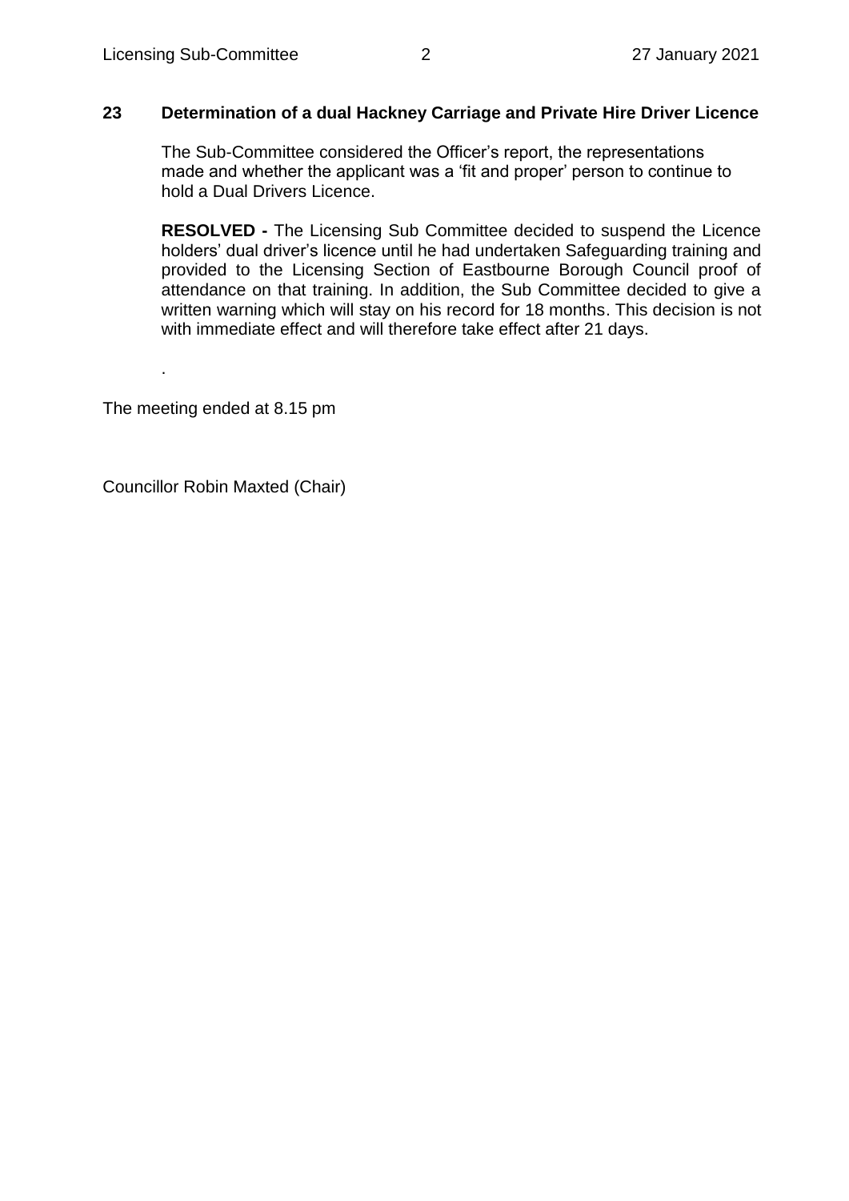## 23 Determination of a dual Hackney Carriage and Private Hire Driver Licence

The Sub-Committee considered the Officer's report, the representations made and whether the applicant was a 'fit and proper' person to continue to hold a Dual Drivers Licence.

**RESOLVED -** The Licensing Sub Committee decided to suspend the Licence holders' dual driver's licence until he had undertaken Safeguarding training and provided to the Licensing Section of Eastbourne Borough Council proof of attendance on that training. In addition, the Sub Committee decided to give a written warning which will stay on his record for 18 months. This decision is not with immediate effect and will therefore take effect after 21 days.

.

The meeting ended at 8.15 pm

Councillor Robin Maxted (Chair)